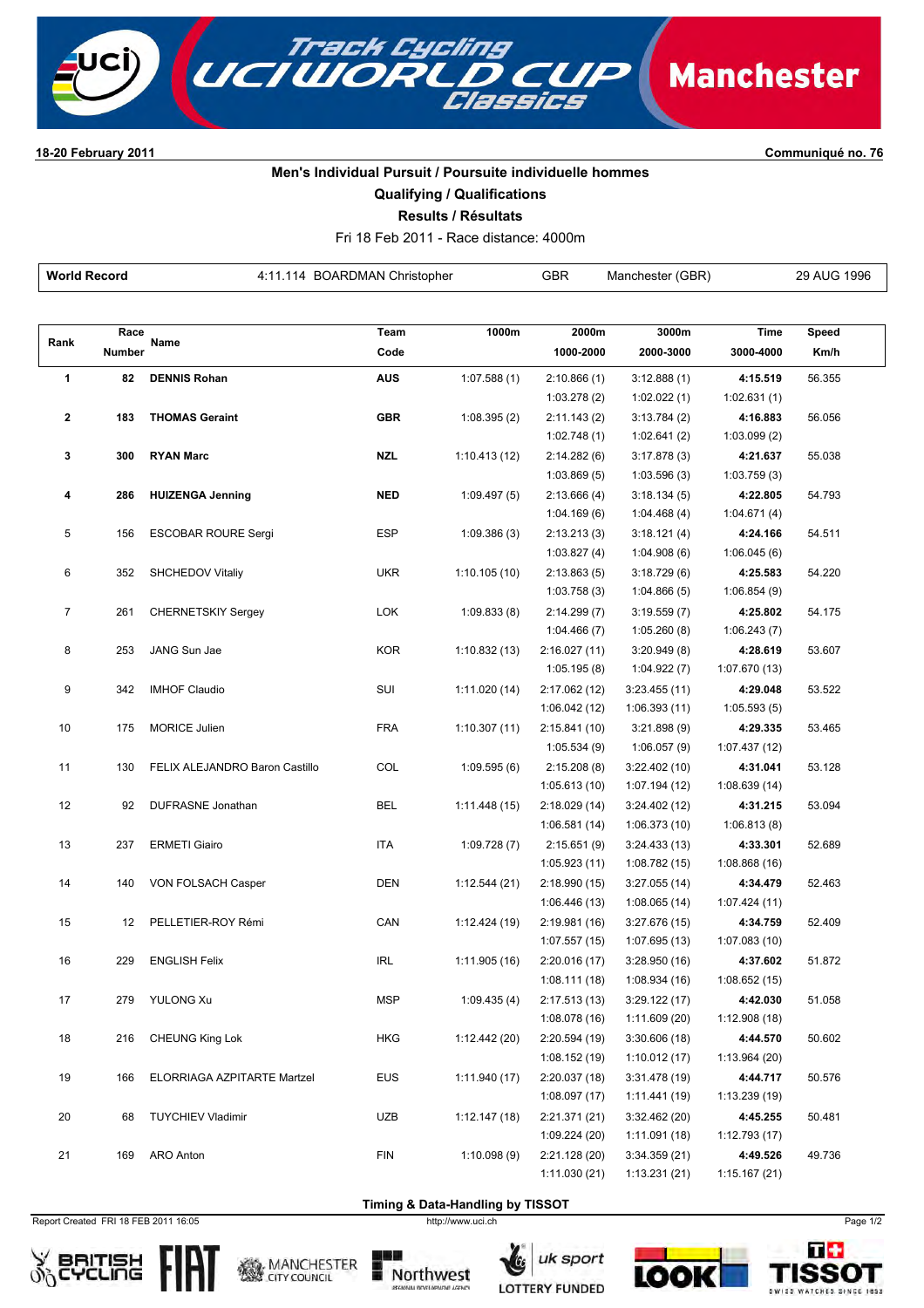**18-20 February 2011** | **Communiqué no. 76**

## Men's Individual Pursuit / Poursuite individuelle hommes

### Qualifying / Qualifications

### Results / Résultats

Fri 18 Feb 2011 - Race distance: 4000m

| World Record | 4:11.114 BOARDMAN Christopher | GBR | Manchester (GBR) | 29 AUG 1996 |
|---|---|---|---|---|

| Rank | Race Number | Name | Team Code | 1000m | 2000m / 1000-2000 | 3000m / 2000-3000 | Time / 3000-4000 | Speed Km/h |
|---|---|---|---|---|---|---|---|---|
| **1** | **82** | **DENNIS Rohan** | **AUS** | 1:07.588 (1) | 2:10.866 (1) | 3:12.888 (1) | **4:15.519** | 56.355 |
| | | | | | 1:03.278 (2) | 1:02.022 (1) | 1:02.631 (1) | |
| **2** | **183** | **THOMAS Geraint** | **GBR** | 1:08.395 (2) | 2:11.143 (2) | 3:13.784 (2) | **4:16.883** | 56.056 |
| | | | | | 1:02.748 (1) | 1:02.641 (2) | 1:03.099 (2) | |
| **3** | **300** | **RYAN Marc** | **NZL** | 1:10.413 (12) | 2:14.282 (6) | 3:17.878 (3) | **4:21.637** | 55.038 |
| | | | | | 1:03.869 (5) | 1:03.596 (3) | 1:03.759 (3) | |
| **4** | **286** | **HUIZENGA Jenning** | **NED** | 1:09.497 (5) | 2:13.666 (4) | 3:18.134 (5) | **4:22.805** | 54.793 |
| | | | | | 1:04.169 (6) | 1:04.468 (4) | 1:04.671 (4) | |
| 5 | 156 | ESCOBAR ROURE Sergi | ESP | 1:09.386 (3) | 2:13.213 (3) | 3:18.121 (4) | **4:24.166** | 54.511 |
| | | | | | 1:03.827 (4) | 1:04.908 (6) | 1:06.045 (6) | |
| 6 | 352 | SHCHEDOV Vitaliy | UKR | 1:10.105 (10) | 2:13.863 (5) | 3:18.729 (6) | **4:25.583** | 54.220 |
| | | | | | 1:03.758 (3) | 1:04.866 (5) | 1:06.854 (9) | |
| 7 | 261 | CHERNETSKIY Sergey | LOK | 1:09.833 (8) | 2:14.299 (7) | 3:19.559 (7) | **4:25.802** | 54.175 |
| | | | | | 1:04.466 (7) | 1:05.260 (8) | 1:06.243 (7) | |
| 8 | 253 | JANG Sun Jae | KOR | 1:10.832 (13) | 2:16.027 (11) | 3:20.949 (8) | **4:28.619** | 53.607 |
| | | | | | 1:05.195 (8) | 1:04.922 (7) | 1:07.670 (13) | |
| 9 | 342 | IMHOF Claudio | SUI | 1:11.020 (14) | 2:17.062 (12) | 3:23.455 (11) | **4:29.048** | 53.522 |
| | | | | | 1:06.042 (12) | 1:06.393 (11) | 1:05.593 (5) | |
| 10 | 175 | MORICE Julien | FRA | 1:10.307 (11) | 2:15.841 (10) | 3:21.898 (9) | **4:29.335** | 53.465 |
| | | | | | 1:05.534 (9) | 1:06.057 (9) | 1:07.437 (12) | |
| 11 | 130 | FELIX ALEJANDRO Baron Castillo | COL | 1:09.595 (6) | 2:15.208 (8) | 3:22.402 (10) | **4:31.041** | 53.128 |
| | | | | | 1:05.613 (10) | 1:07.194 (12) | 1:08.639 (14) | |
| 12 | 92 | DUFRASNE Jonathan | BEL | 1:11.448 (15) | 2:18.029 (14) | 3:24.402 (12) | **4:31.215** | 53.094 |
| | | | | | 1:06.581 (14) | 1:06.373 (10) | 1:06.813 (8) | |
| 13 | 237 | ERMETI Giairo | ITA | 1:09.728 (7) | 2:15.651 (9) | 3:24.433 (13) | **4:33.301** | 52.689 |
| | | | | | 1:05.923 (11) | 1:08.782 (15) | 1:08.868 (16) | |
| 14 | 140 | VON FOLSACH Casper | DEN | 1:12.544 (21) | 2:18.990 (15) | 3:27.055 (14) | **4:34.479** | 52.463 |
| | | | | | 1:06.446 (13) | 1:08.065 (14) | 1:07.424 (11) | |
| 15 | 12 | PELLETIER-ROY Rémi | CAN | 1:12.424 (19) | 2:19.981 (16) | 3:27.676 (15) | **4:34.759** | 52.409 |
| | | | | | 1:07.557 (15) | 1:07.695 (13) | 1:07.083 (10) | |
| 16 | 229 | ENGLISH Felix | IRL | 1:11.905 (16) | 2:20.016 (17) | 3:28.950 (16) | **4:37.602** | 51.872 |
| | | | | | 1:08.111 (18) | 1:08.934 (16) | 1:08.652 (15) | |
| 17 | 279 | YULONG Xu | MSP | 1:09.435 (4) | 2:17.513 (13) | 3:29.122 (17) | **4:42.030** | 51.058 |
| | | | | | 1:08.078 (16) | 1:11.609 (20) | 1:12.908 (18) | |
| 18 | 216 | CHEUNG King Lok | HKG | 1:12.442 (20) | 2:20.594 (19) | 3:30.606 (18) | **4:44.570** | 50.602 |
| | | | | | 1:08.152 (19) | 1:10.012 (17) | 1:13.964 (20) | |
| 19 | 166 | ELORRIAGA AZPITARTE Martzel | EUS | 1:11.940 (17) | 2:20.037 (18) | 3:31.478 (19) | **4:44.717** | 50.576 |
| | | | | | 1:08.097 (17) | 1:11.441 (19) | 1:13.239 (19) | |
| 20 | 68 | TUYCHIEV Vladimir | UZB | 1:12.147 (18) | 2:21.371 (21) | 3:32.462 (20) | **4:45.255** | 50.481 |
| | | | | | 1:09.224 (20) | 1:11.091 (18) | 1:12.793 (17) | |
| 21 | 169 | ARO Anton | FIN | 1:10.098 (9) | 2:21.128 (20) | 3:34.359 (21) | **4:49.526** | 49.736 |
| | | | | | 1:11.030 (21) | 1:13.231 (21) | 1:15.167 (21) | |

**Timing & Data-Handling by TISSOT**

Report Created FRI 18 FEB 2011 16:05 — http://www.uci.ch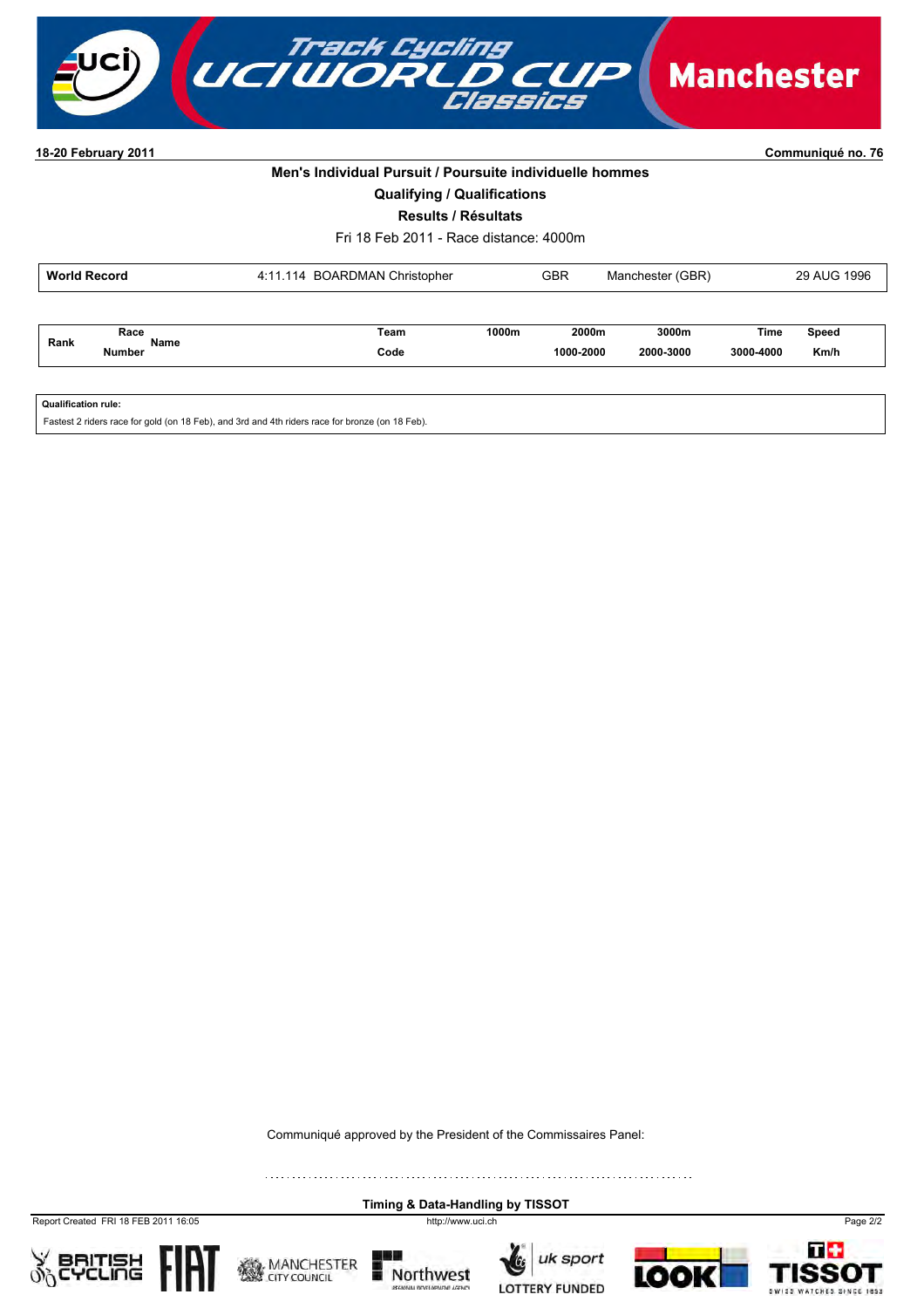18-20 February 2011

Communiqué no. 76

**Men's Individual Pursuit / Poursuite individuelle hommes**

**Qualifying / Qualifications**

**Results / Résultats**

Fri 18 Feb 2011 - Race distance: 4000m

| World Record | 4:11.114 BOARDMAN Christopher | GBR | Manchester (GBR) | 29 AUG 1996 |
|---|---|---|---|---|

| Rank | Race Number | Name | Team Code | 1000m | 2000m 1000-2000 | 3000m 2000-3000 | Time 3000-4000 | Speed Km/h |
|---|---|---|---|---|---|---|---|---|

**Qualification rule:**
Fastest 2 riders race for gold (on 18 Feb), and 3rd and 4th riders race for bronze (on 18 Feb).

Communiqué approved by the President of the Commissaires Panel:

**Timing & Data-Handling by TISSOT**

Report Created FRI 18 FEB 2011 16:05

http://www.uci.ch